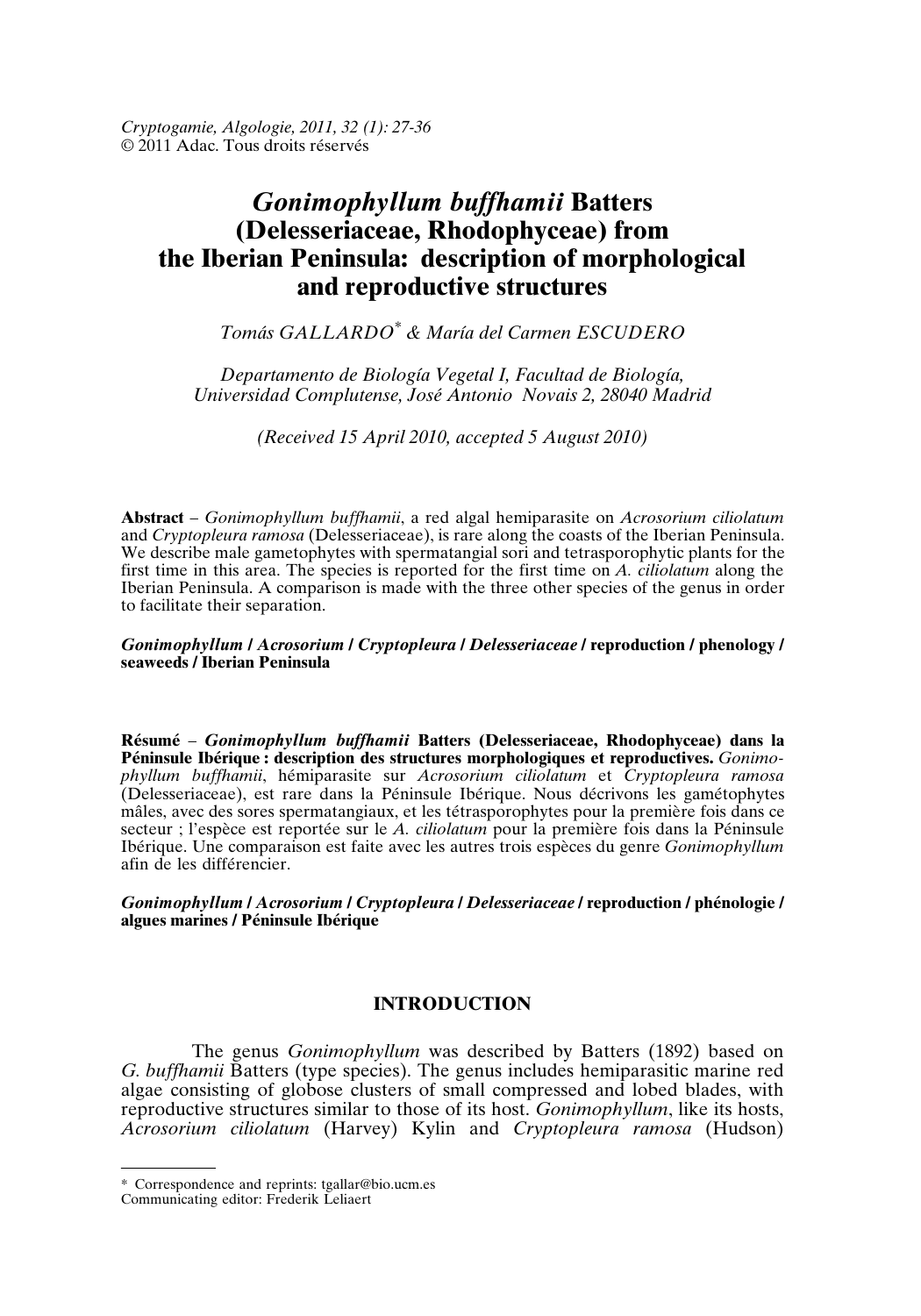*Cryptogamie, Algologie, 2011, 32 (1): 27-36*
© 2011 Adac. Tous droits réservés

# *Gonimophyllum buffhamii* Batters (Delesseriaceae, Rhodophyceae) from the Iberian Peninsula: description of morphological and reproductive structures

*Tomás GALLARDO*[*] *& María del Carmen ESCUDERO*

*Departamento de Biología Vegetal I, Facultad de Biología, Universidad Complutense, José Antonio Novais 2, 28040 Madrid*

*(Received 15 April 2010, accepted 5 August 2010)*

**Abstract** – *Gonimophyllum buffhamii*, a red algal hemiparasite on *Acrosorium ciliolatum* and *Cryptopleura ramosa* (Delesseriaceae), is rare along the coasts of the Iberian Peninsula. We describe male gametophytes with spermatangial sori and tetrasporophytic plants for the first time in this area. The species is reported for the first time on *A. ciliolatum* along the Iberian Peninsula. A comparison is made with the three other species of the genus in order to facilitate their separation.

***Gonimophyllum* / *Acrosorium* / *Cryptopleura* / *Delesseriaceae* / reproduction / phenology / seaweeds / Iberian Peninsula**

**Résumé** – ***Gonimophyllum buffhamii* Batters (Delesseriaceae, Rhodophyceae) dans la Péninsule Ibérique : description des structures morphologiques et reproductives.** *Gonimophyllum buffhamii*, hémiparasite sur *Acrosorium ciliolatum* et *Cryptopleura ramosa* (Delesseriaceae), est rare dans la Péninsule Ibérique. Nous décrivons les gamétophytes mâles, avec des sores spermatangiaux, et les tétrasporophytes pour la première fois dans ce secteur ; l'espèce est reportée sur le *A. ciliolatum* pour la première fois dans la Péninsule Ibérique. Une comparaison est faite avec les autres trois espèces du genre *Gonimophyllum* afin de les différencier.

***Gonimophyllum* / *Acrosorium* / *Cryptopleura* / *Delesseriaceae* / reproduction / phénologie / algues marines / Péninsule Ibérique**

## INTRODUCTION

The genus *Gonimophyllum* was described by Batters (1892) based on *G. buffhamii* Batters (type species). The genus includes hemiparasitic marine red algae consisting of globose clusters of small compressed and lobed blades, with reproductive structures similar to those of its host. *Gonimophyllum*, like its hosts, *Acrosorium ciliolatum* (Harvey) Kylin and *Cryptopleura ramosa* (Hudson)

[*] Correspondence and reprints: tgallar@bio.ucm.es
Communicating editor: Frederik Leliaert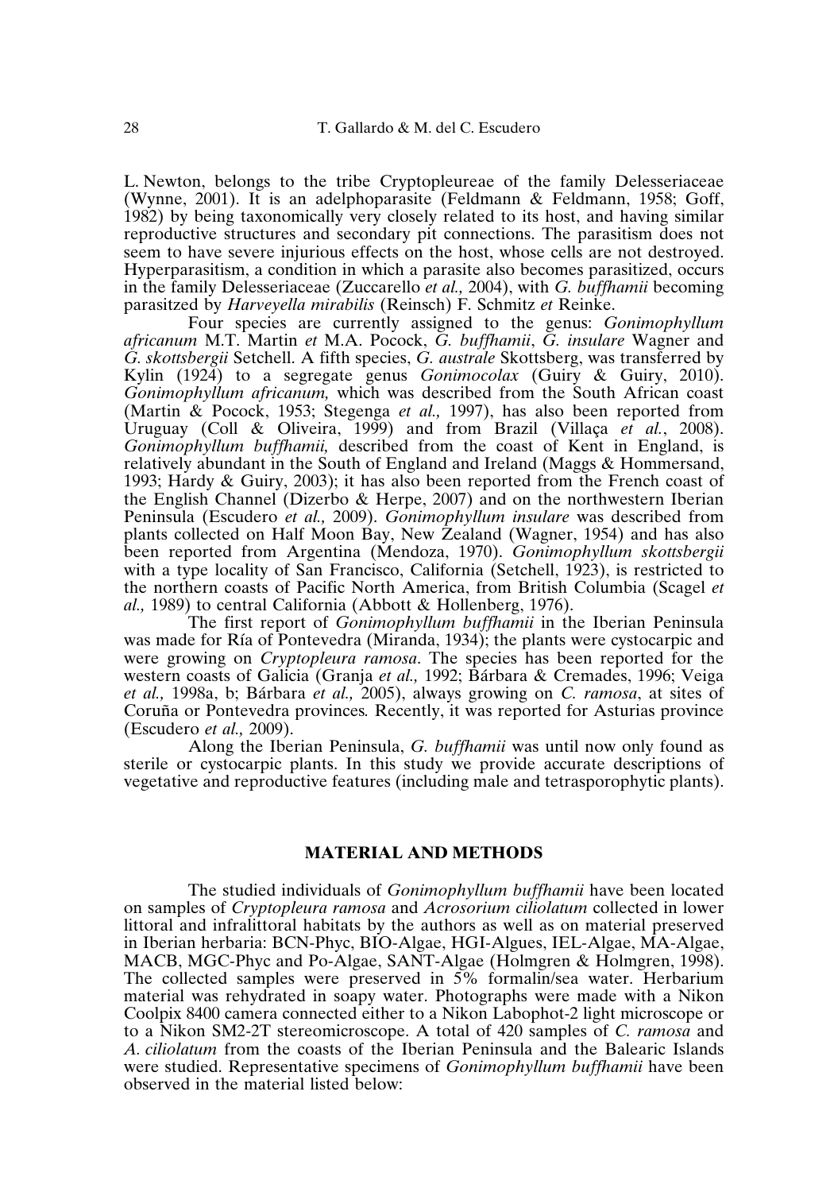L. Newton, belongs to the tribe Cryptopleureae of the family Delesseriaceae (Wynne, 2001). It is an adelphoparasite (Feldmann & Feldmann, 1958; Goff, 1982) by being taxonomically very closely related to its host, and having similar reproductive structures and secondary pit connections. The parasitism does not seem to have severe injurious effects on the host, whose cells are not destroyed. Hyperparasitism, a condition in which a parasite also becomes parasitized, occurs in the family Delesseriaceae (Zuccarello *et al.,* 2004), with *G. buffhamii* becoming parasitzed by *Harveyella mirabilis* (Reinsch) F. Schmitz *et* Reinke.

Four species are currently assigned to the genus: *Gonimophyllum africanum* M.T. Martin *et* M.A. Pocock, *G. buffhamii*, *G. insulare* Wagner and *G. skottsbergii* Setchell. A fifth species, *G. australe* Skottsberg, was transferred by Kylin (1924) to a segregate genus *Gonimocolax* (Guiry & Guiry, 2010). *Gonimophyllum africanum,* which was described from the South African coast (Martin & Pocock, 1953; Stegenga *et al.,* 1997), has also been reported from Uruguay (Coll & Oliveira, 1999) and from Brazil (Villaça *et al.*, 2008). *Gonimophyllum buffhamii,* described from the coast of Kent in England, is relatively abundant in the South of England and Ireland (Maggs & Hommersand, 1993; Hardy & Guiry, 2003); it has also been reported from the French coast of the English Channel (Dizerbo & Herpe, 2007) and on the northwestern Iberian Peninsula (Escudero *et al.,* 2009). *Gonimophyllum insulare* was described from plants collected on Half Moon Bay, New Zealand (Wagner, 1954) and has also been reported from Argentina (Mendoza, 1970). *Gonimophyllum skottsbergii* with a type locality of San Francisco, California (Setchell, 1923), is restricted to the northern coasts of Pacific North America, from British Columbia (Scagel *et al.,* 1989) to central California (Abbott & Hollenberg, 1976).

The first report of *Gonimophyllum buffhamii* in the Iberian Peninsula was made for Ría of Pontevedra (Miranda, 1934); the plants were cystocarpic and were growing on *Cryptopleura ramosa*. The species has been reported for the western coasts of Galicia (Granja *et al.,* 1992; Bárbara & Cremades, 1996; Veiga *et al.,* 1998a, b; Bárbara *et al.,* 2005), always growing on *C. ramosa*, at sites of Coruña or Pontevedra provinces*.* Recently, it was reported for Asturias province (Escudero *et al.,* 2009).

Along the Iberian Peninsula, *G. buffhamii* was until now only found as sterile or cystocarpic plants. In this study we provide accurate descriptions of vegetative and reproductive features (including male and tetrasporophytic plants).

## MATERIAL AND METHODS

The studied individuals of *Gonimophyllum buffhamii* have been located on samples of *Cryptopleura ramosa* and *Acrosorium ciliolatum* collected in lower littoral and infralittoral habitats by the authors as well as on material preserved in Iberian herbaria: BCN-Phyc, BIO-Algae, HGI-Algues, IEL-Algae, MA-Algae, MACB, MGC-Phyc and Po-Algae, SANT-Algae (Holmgren & Holmgren, 1998). The collected samples were preserved in 5% formalin/sea water. Herbarium material was rehydrated in soapy water. Photographs were made with a Nikon Coolpix 8400 camera connected either to a Nikon Labophot-2 light microscope or to a Nikon SM2-2T stereomicroscope. A total of 420 samples of *C. ramosa* and *A. ciliolatum* from the coasts of the Iberian Peninsula and the Balearic Islands were studied. Representative specimens of *Gonimophyllum buffhamii* have been observed in the material listed below: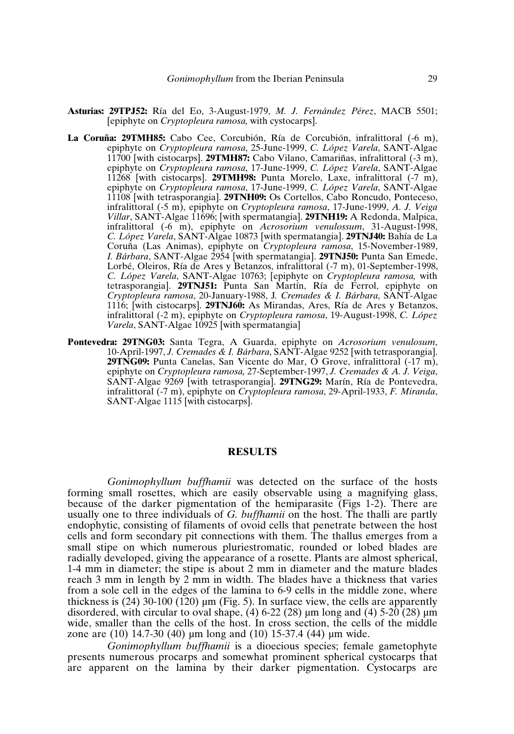**Asturias: 29TPJ52:** Ría del Eo, 3-August-1979, *M. J. Fernández Pérez*, MACB 5501; [epiphyte on *Cryptopleura ramosa,* with cystocarps].

**La Coruña: 29TMH85:** Cabo Cee, Corcubión, Ría de Corcubión, infralittoral (-6 m), epiphyte on *Cryptopleura ramosa*, 25-June-1999, *C. López Varela*, SANT-Algae 11700 [with cistocarps]. **29TMH87:** Cabo Vilano, Camariñas, infralittoral (-3 m), epiphyte on *Cryptopleura ramosa*, 17-June-1999, *C. López Varela*, SANT-Algae 11268 [with cistocarps]. **29TMH98:** Punta Morelo, Laxe, infralittoral (-7 m), epiphyte on *Cryptopleura ramosa*, 17-June-1999, *C. López Varela*, SANT-Algae 11108 [with tetrasporangia]. **29TNH09:** Os Cortellos, Cabo Roncudo, Ponteceso, infralittoral (-5 m), epiphyte on *Cryptopleura ramosa*, 17-June-1999, *A. J. Veiga Villar*, SANT-Algae 11696; [with spermatangia]. **29TNH19:** A Redonda, Malpica, infralittoral (-6 m), epiphyte on *Acrosorium venulossum*, 31-August-1998, *C. López Varela*, SANT-Algae 10873 [with spermatangia]. **29TNJ40:** Bahía de La Coruña (Las Animas), epiphyte on *Cryptopleura ramosa*, 15-November-1989, *I. Bárbara*, SANT-Algae 2954 [with spermatangia]. **29TNJ50:** Punta San Emede, Lorbé, Oleiros, Ría de Ares y Betanzos, infralittoral (-7 m), 01-September-1998, *C. López Varela*, SANT-Algae 10763; [epiphyte on *Cryptopleura ramosa,* with tetrasporangia]. **29TNJ51:** Punta San Martín, Ría de Ferrol, epiphyte on *Cryptopleura ramosa*, 20-January-1988, J. *Cremades & I. Bárbara*, SANT-Algae 1116; [with cistocarps]. **29TNJ60:** As Mirandas, Ares, Ría de Ares y Betanzos, infralittoral (-2 m), epiphyte on *Cryptopleura ramosa*, 19-August-1998, *C. López Varela*, SANT-Algae 10925 [with spermatangia]

**Pontevedra: 29TNG03:** Santa Tegra, A Guarda, epiphyte on *Acrosorium venulosum*, 10-April-1997, *J. Cremades & I. Bárbara*, SANT-Algae 9252 [with tetrasporangia]. **29TNG09:** Punta Canelas, San Vicente do Mar, O Grove, infralittoral (-17 m), epiphyte on *Cryptopleura ramosa,* 27-September-1997, *J. Cremades & A. J. Veiga*, SANT-Algae 9269 [with tetrasporangia]. **29TNG29:** Marín, Ría de Pontevedra, infralittoral (-7 m), epiphyte on *Cryptopleura ramosa*, 29-April-1933, *F. Miranda*, SANT-Algae 1115 [with cistocarps].

## RESULTS

*Gonimophyllum buffhamii* was detected on the surface of the hosts forming small rosettes, which are easily observable using a magnifying glass, because of the darker pigmentation of the hemiparasite (Figs 1-2). There are usually one to three individuals of *G. buffhamii* on the host. The thalli are partly endophytic, consisting of filaments of ovoid cells that penetrate between the host cells and form secondary pit connections with them. The thallus emerges from a small stipe on which numerous pluriestromatic, rounded or lobed blades are radially developed, giving the appearance of a rosette. Plants are almost spherical, 1-4 mm in diameter; the stipe is about 2 mm in diameter and the mature blades reach 3 mm in length by 2 mm in width. The blades have a thickness that varies from a sole cell in the edges of the lamina to 6-9 cells in the middle zone, where thickness is (24) 30-100 (120) µm (Fig. 5). In surface view, the cells are apparently disordered, with circular to oval shape, (4) 6-22 (28) µm long and (4) 5-20 (28) µm wide, smaller than the cells of the host. In cross section, the cells of the middle zone are (10) 14.7-30 (40) µm long and (10) 15-37.4 (44) µm wide.

*Gonimophyllum buffhamii* is a dioecious species; female gametophyte presents numerous procarps and somewhat prominent spherical cystocarps that are apparent on the lamina by their darker pigmentation. Cystocarps are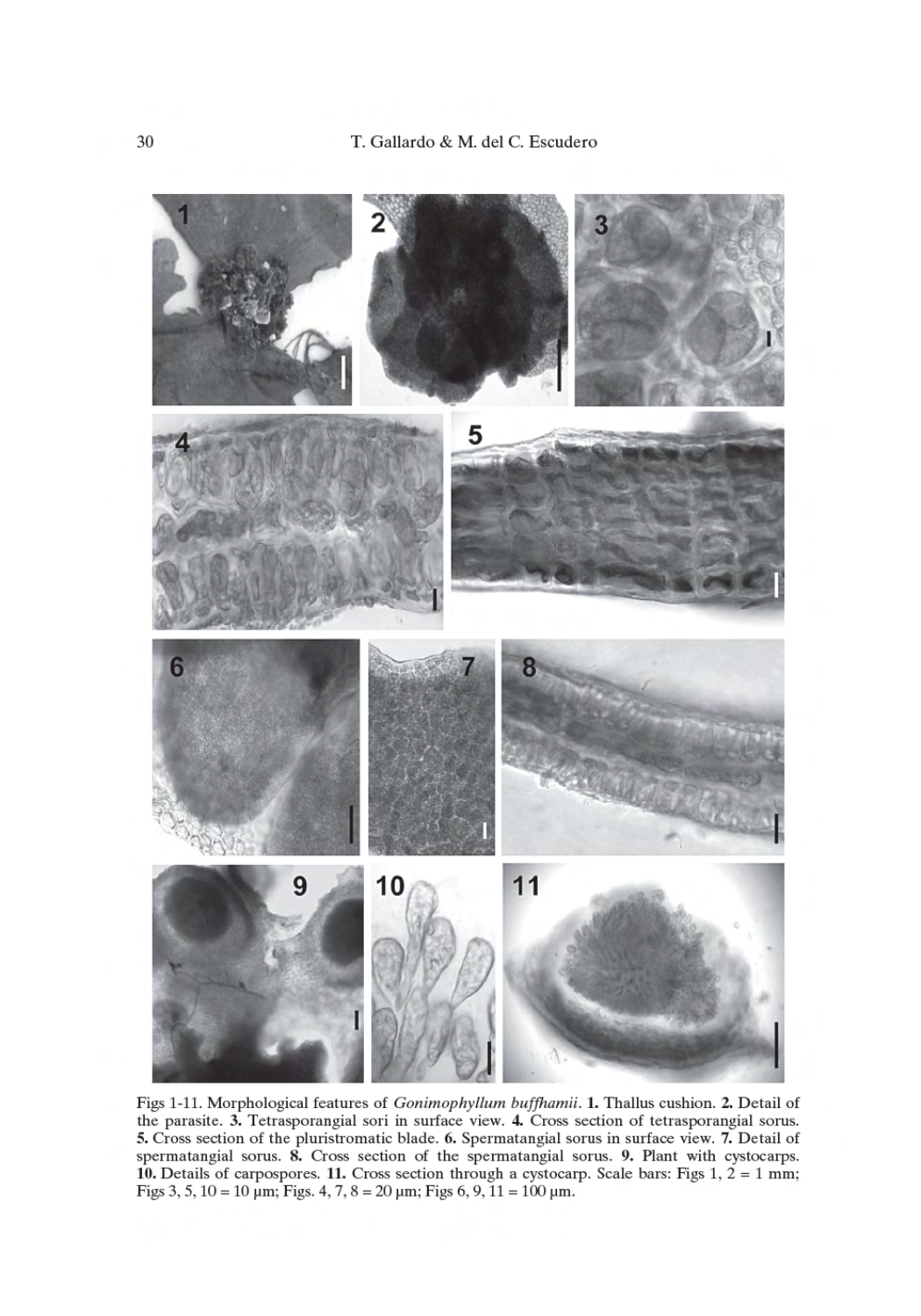Figs 1-11. Morphological features of *Gonimophyllum buffhamii*. **1.** Thallus cushion. **2.** Detail of the parasite. **3.** Tetrasporangial sori in surface view. **4.** Cross section of tetrasporangial sorus. **5.** Cross section of the pluristromatic blade. **6.** Spermatangial sorus in surface view. **7.** Detail of spermatangial sorus. **8.** Cross section of the spermatangial sorus. **9.** Plant with cystocarps. **10.** Details of carpospores. **11.** Cross section through a cystocarp. Scale bars: Figs 1, 2 = 1 mm; Figs 3, 5, 10 = 10 µm; Figs. 4, 7, 8 = 20 µm; Figs 6, 9, 11 = 100 µm.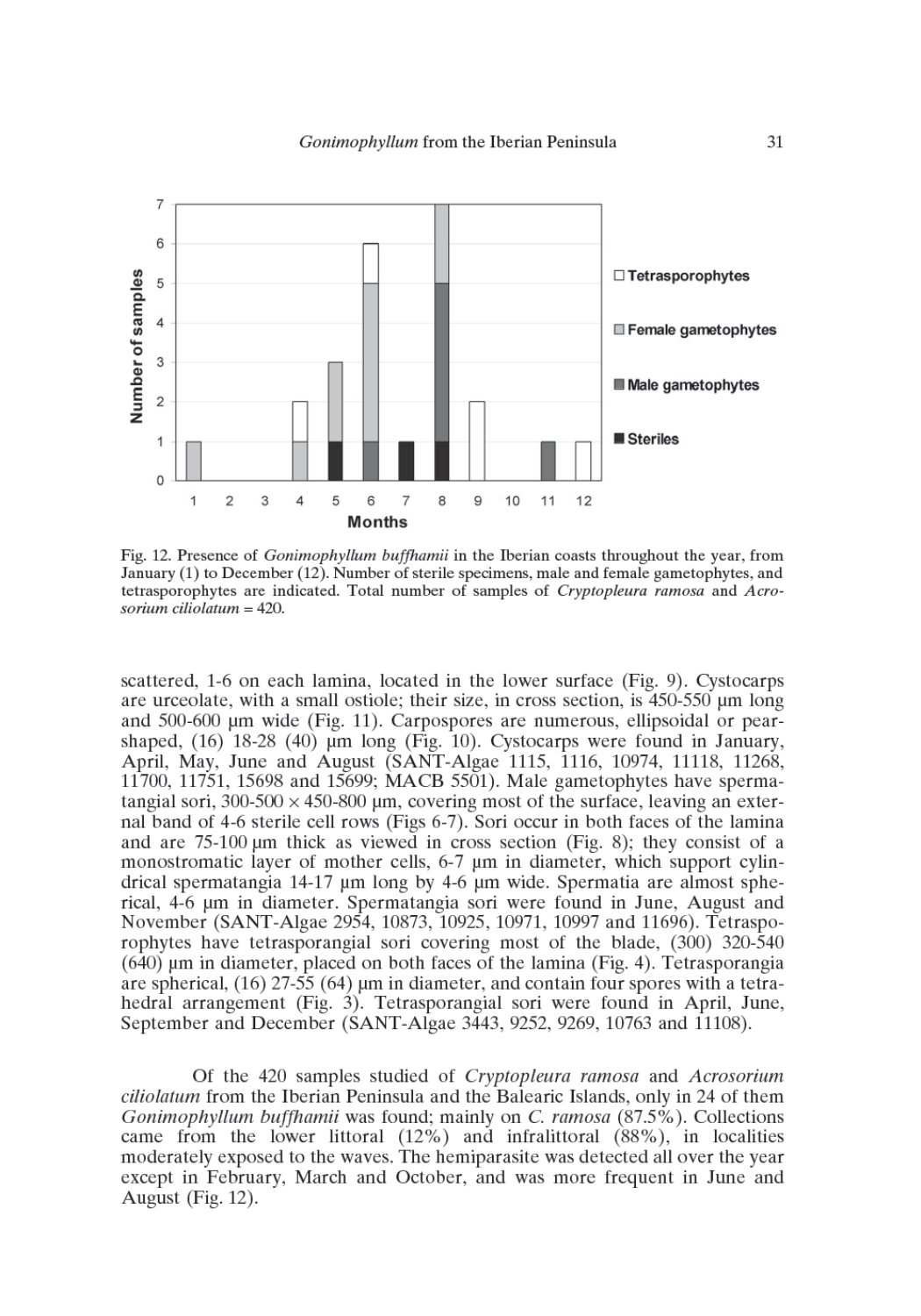Fig. 12. Presence of *Gonimophyllum buffhamii* in the Iberian coasts throughout the year, from January (1) to December (12). Number of sterile specimens, male and female gametophytes, and tetrasporophytes are indicated. Total number of samples of *Cryptopleura ramosa* and *Acrosorium ciliolatum* = 420.

scattered, 1-6 on each lamina, located in the lower surface (Fig. 9). Cystocarps are urceolate, with a small ostiole; their size, in cross section, is 450-550 µm long and 500-600 µm wide (Fig. 11). Carpospores are numerous, ellipsoidal or pear-shaped, (16) 18-28 (40) µm long (Fig. 10). Cystocarps were found in January, April, May, June and August (SANT-Algae 1115, 1116, 10974, 11118, 11268, 11700, 11751, 15698 and 15699; MACB 5501). Male gametophytes have spermatangial sori, 300-500 × 450-800 µm, covering most of the surface, leaving an external band of 4-6 sterile cell rows (Figs 6-7). Sori occur in both faces of the lamina and are 75-100 µm thick as viewed in cross section (Fig. 8); they consist of a monostromatic layer of mother cells, 6-7 µm in diameter, which support cylindrical spermatangia 14-17 µm long by 4-6 µm wide. Spermatia are almost spherical, 4-6 µm in diameter. Spermatangia sori were found in June, August and November (SANT-Algae 2954, 10873, 10925, 10971, 10997 and 11696). Tetrasporophytes have tetrasporangial sori covering most of the blade, (300) 320-540 (640) µm in diameter, placed on both faces of the lamina (Fig. 4). Tetrasporangia are spherical, (16) 27-55 (64) µm in diameter, and contain four spores with a tetrahedral arrangement (Fig. 3). Tetrasporangial sori were found in April, June, September and December (SANT-Algae 3443, 9252, 9269, 10763 and 11108).

Of the 420 samples studied of *Cryptopleura ramosa* and *Acrosorium ciliolatum* from the Iberian Peninsula and the Balearic Islands, only in 24 of them *Gonimophyllum buffhamii* was found; mainly on *C. ramosa* (87.5%). Collections came from the lower littoral (12%) and infralittoral (88%), in localities moderately exposed to the waves. The hemiparasite was detected all over the year except in February, March and October, and was more frequent in June and August (Fig. 12).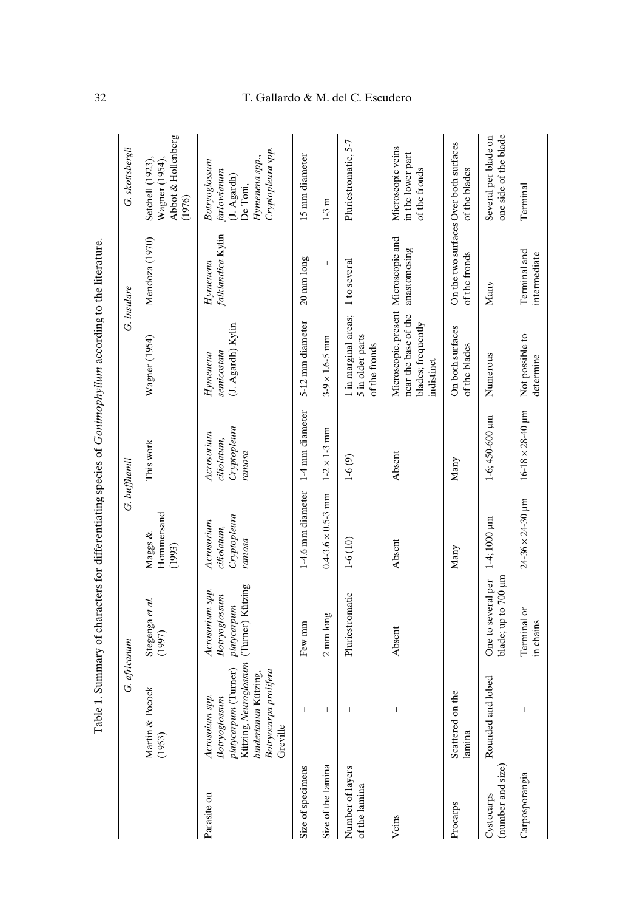Table 1. Summary of characters for differentiating species of *Gonimophyllum* according to the literature.

| | *G. africanum* | | *G. buffhamii* | | *G. insulare* | | *G. skottsbergii* |
|---|---|---|---|---|---|---|---|
| | Martin & Pocock (1953) | Stegenga *et al.* (1997) | Maggs & Hommersand (1993) | This work | Wagner (1954) | Mendoza (1970) | Setchell (1923), Wagner (1954), Abbot & Hollenberg (1976) |
| Parasite on | *Acrosoium spp. Botryoglossum platycarpum* (Turner) Kützing, *Neuroglossum binderianum* Kützing, *Botryocarpa prolifera* Greville | *Acrosorium spp. Botryoglossum platycarpum* (Turner) Kützing | *Acrosorium ciliolatum, Cryptopleura ramosa* | *Acrosorium ciliolatum, Cryptopleura ramosa* | *Hymenena semicostata* (J. Agardh) Kylin | *Hymenena falklandica* Kylin | *Botryoglossum farlowianum* (J. Agardh) De Toni, *Hymenena spp., Cryptopleura spp.* |
| Size of specimens | – | Few mm | 1-4.6 mm diameter | 1-4 mm diameter | 5-12 mm diameter | 20 mm long | 15 mm diameter |
| Size of the lamina | – | 2 mm long | 0.4-3.6 × 0.5-3 mm | 1-2 × 1-3 mm | 3-9 × 1.6-5 mm | – | 1-3 m |
| Number of layers of the lamina | – | Pluriestromatic | 1-6 (10) | 1-6 (9) | 1 in marginal areas; 5 in older parts of the fronds | 1 to several | Pluriestromatic, 5-7 |
| Veins | – | Absent | Absent | Absent | Microscopic, present near the base of the blades; frequently indistinct | Microscopic and anastomosing | Microscopic veins in the lower part of the fronds |
| Procarps | Scattered on the lamina | | Many | Many | On both surfaces of the blades | On the two surfaces of the fronds | Over both surfaces of the blades |
| Cystocarps (number and size) | Rounded and lobed | One to several per blade; up to 700 µm | 1-4; 1000 µm | 1-6; 450-600 µm | Numerous | Many | Several per blade on one side of the blade |
| Carposporangia | – | Terminal or in chains | 24-36 × 24-30 µm | 16-18 × 28-40 µm | Not possible to determine | Terminal and intermediate | Terminal |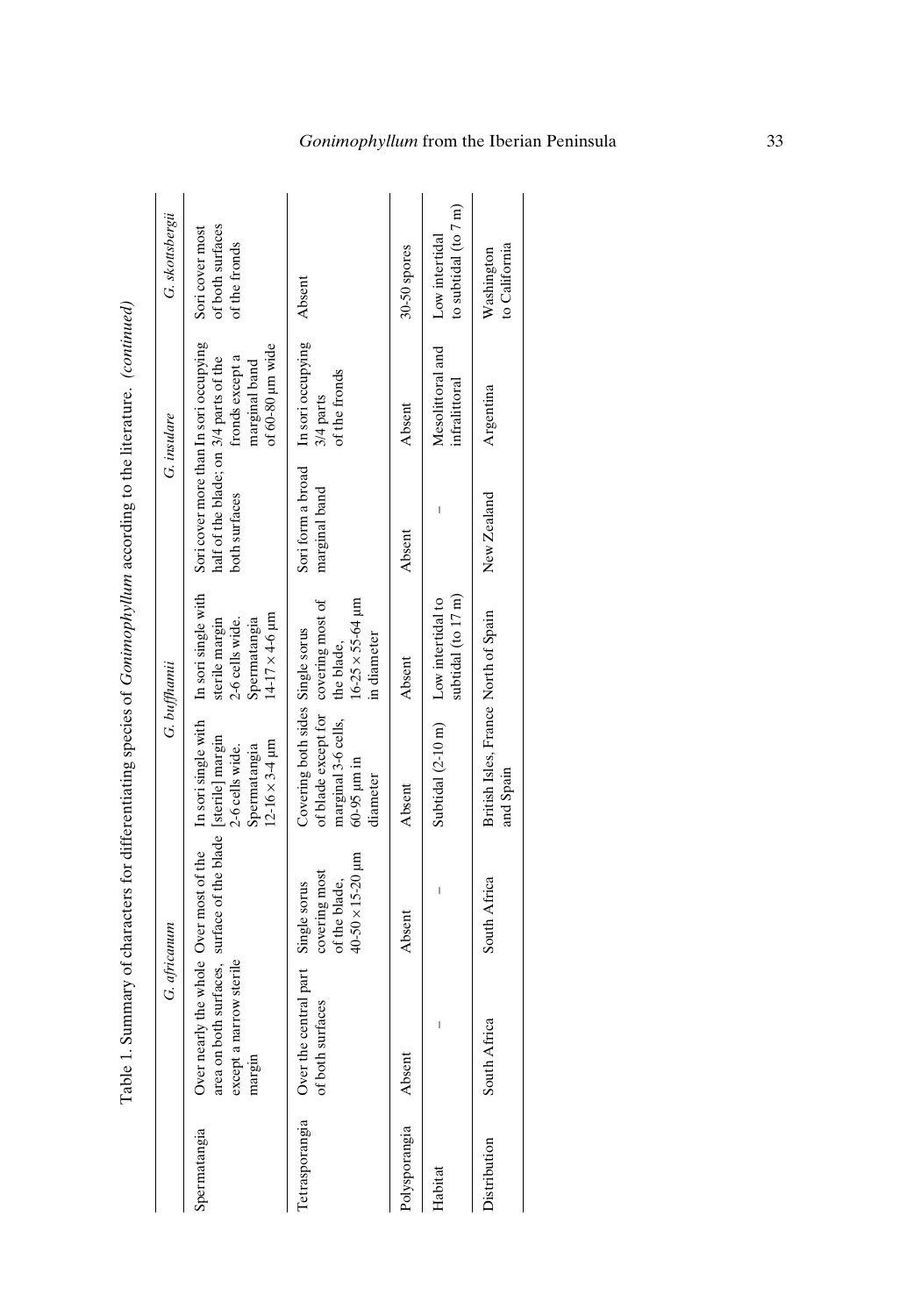Table 1. Summary of characters for differentiating species of *Gonimophyllum* according to the literature. *(continued)*

| | *G. africanum* | | *G. buffhamii* | | *G. insulare* | | *G. skottsbergii* |
|---|---|---|---|---|---|---|---|
| Spermatangia | Over nearly the whole area on both surfaces, except a narrow sterile margin | Over most of the surface of the blade | In sori single with [sterile] margin 2-6 cells wide. Spermatangia 12-16 × 3-4 µm | In sori single with sterile margin 2-6 cells wide. Spermatangia 14-17 × 4-6 µm | Sori cover more than half of the blade; on both surfaces | In sori occupying 3/4 parts of the fronds except a marginal band of 60-80 µm wide | Sori cover most of both surfaces of the fronds |
| Tetrasporangia | Over the central part of both surfaces | Single sorus covering most of the blade, 40-50 × 15-20 µm | Covering both sides of blade except for marginal 3-6 cells, 60-95 µm in diameter | Single sorus covering most of the blade, 16-25 × 55-64 µm in diameter | Sori form a broad marginal band | In sori occupying 3/4 parts of the fronds | Absent |
| Polysporangia | Absent | Absent | Absent | Absent | Absent | Absent | 30-50 spores |
| Habitat | – | – | Subtidal (2-10 m) | Low intertidal to subtidal (to 17 m) | – | Mesolittoral and infralittoral | Low intertidal to subtidal (to 7 m) |
| Distribution | South Africa | South Africa | British Isles, France and Spain | North of Spain | New Zealand | Argentina | Washington to California |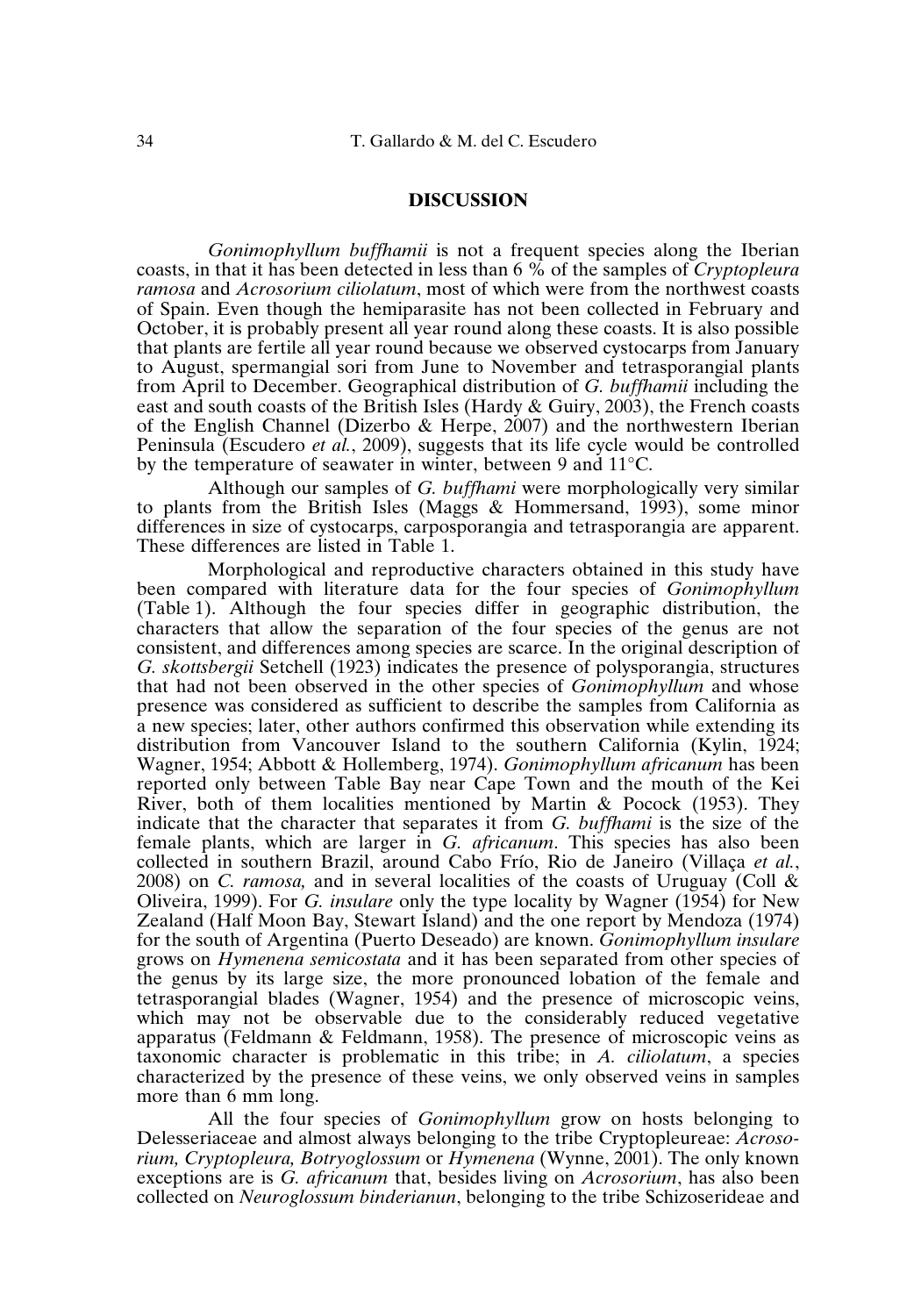## DISCUSSION

*Gonimophyllum buffhamii* is not a frequent species along the Iberian coasts, in that it has been detected in less than 6 % of the samples of *Cryptopleura ramosa* and *Acrosorium ciliolatum*, most of which were from the northwest coasts of Spain. Even though the hemiparasite has not been collected in February and October, it is probably present all year round along these coasts. It is also possible that plants are fertile all year round because we observed cystocarps from January to August, spermangial sori from June to November and tetrasporangial plants from April to December. Geographical distribution of *G. buffhamii* including the east and south coasts of the British Isles (Hardy & Guiry, 2003), the French coasts of the English Channel (Dizerbo & Herpe, 2007) and the northwestern Iberian Peninsula (Escudero *et al.*, 2009), suggests that its life cycle would be controlled by the temperature of seawater in winter, between 9 and 11°C.

Although our samples of *G. buffhami* were morphologically very similar to plants from the British Isles (Maggs & Hommersand, 1993), some minor differences in size of cystocarps, carposporangia and tetrasporangia are apparent. These differences are listed in Table 1.

Morphological and reproductive characters obtained in this study have been compared with literature data for the four species of *Gonimophyllum* (Table 1). Although the four species differ in geographic distribution, the characters that allow the separation of the four species of the genus are not consistent, and differences among species are scarce. In the original description of *G. skottsbergii* Setchell (1923) indicates the presence of polysporangia, structures that had not been observed in the other species of *Gonimophyllum* and whose presence was considered as sufficient to describe the samples from California as a new species; later, other authors confirmed this observation while extending its distribution from Vancouver Island to the southern California (Kylin, 1924; Wagner, 1954; Abbott & Hollemberg, 1974). *Gonimophyllum africanum* has been reported only between Table Bay near Cape Town and the mouth of the Kei River, both of them localities mentioned by Martin & Pocock (1953). They indicate that the character that separates it from *G. buffhami* is the size of the female plants, which are larger in *G. africanum*. This species has also been collected in southern Brazil, around Cabo Frío, Rio de Janeiro (Villaça *et al.*, 2008) on *C. ramosa,* and in several localities of the coasts of Uruguay (Coll & Oliveira, 1999). For *G. insulare* only the type locality by Wagner (1954) for New Zealand (Half Moon Bay, Stewart Island) and the one report by Mendoza (1974) for the south of Argentina (Puerto Deseado) are known. *Gonimophyllum insulare* grows on *Hymenena semicostata* and it has been separated from other species of the genus by its large size, the more pronounced lobation of the female and tetrasporangial blades (Wagner, 1954) and the presence of microscopic veins, which may not be observable due to the considerably reduced vegetative apparatus (Feldmann & Feldmann, 1958). The presence of microscopic veins as taxonomic character is problematic in this tribe; in *A. ciliolatum*, a species characterized by the presence of these veins, we only observed veins in samples more than 6 mm long.

All the four species of *Gonimophyllum* grow on hosts belonging to Delesseriaceae and almost always belonging to the tribe Cryptopleureae: *Acrosorium, Cryptopleura, Botryoglossum* or *Hymenena* (Wynne, 2001). The only known exceptions are is *G. africanum* that, besides living on *Acrosorium*, has also been collected on *Neuroglossum binderianun*, belonging to the tribe Schizoserideae and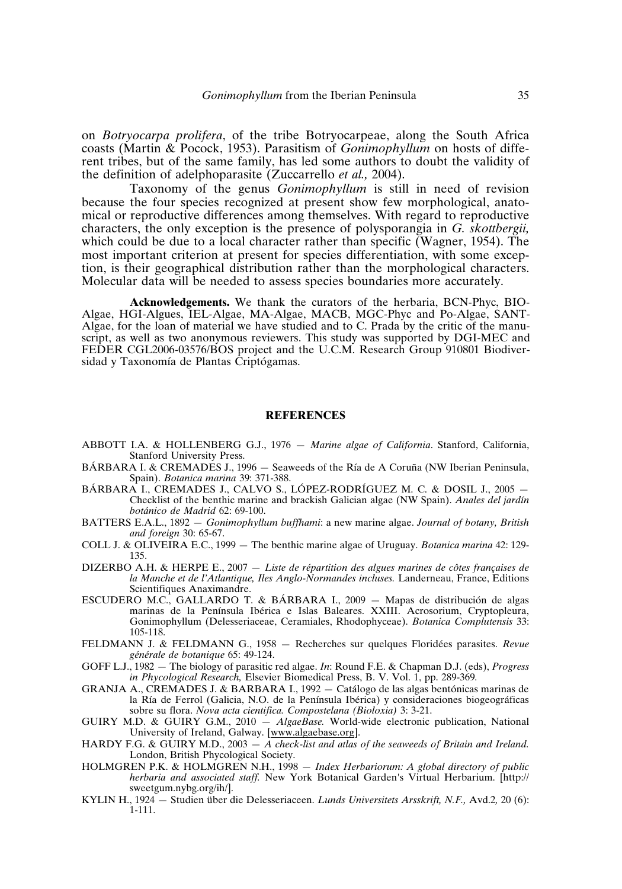on *Botryocarpa prolifera*, of the tribe Botryocarpeae, along the South Africa coasts (Martin & Pocock, 1953). Parasitism of *Gonimophyllum* on hosts of different tribes, but of the same family, has led some authors to doubt the validity of the definition of adelphoparasite (Zuccarrello *et al.,* 2004).

Taxonomy of the genus *Gonimophyllum* is still in need of revision because the four species recognized at present show few morphological, anatomical or reproductive differences among themselves. With regard to reproductive characters, the only exception is the presence of polysporangia in *G. skottbergii,* which could be due to a local character rather than specific (Wagner, 1954). The most important criterion at present for species differentiation, with some exception, is their geographical distribution rather than the morphological characters. Molecular data will be needed to assess species boundaries more accurately.

**Acknowledgements.** We thank the curators of the herbaria, BCN-Phyc, BIO-Algae, HGI-Algues, IEL-Algae, MA-Algae, MACB, MGC-Phyc and Po-Algae, SANT-Algae, for the loan of material we have studied and to C. Prada by the critic of the manuscript, as well as two anonymous reviewers. This study was supported by DGI-MEC and FEDER CGL2006-03576/BOS project and the U.C.M. Research Group 910801 Biodiversidad y Taxonomía de Plantas Criptógamas.

## REFERENCES

ABBOTT I.A. & HOLLENBERG G.J., 1976 — *Marine algae of California*. Stanford, California, Stanford University Press.

BÁRBARA I. & CREMADES J., 1996 — Seaweeds of the Ría de A Coruña (NW Iberian Peninsula, Spain). *Botanica marina* 39: 371-388.

BÁRBARA I., CREMADES J., CALVO S., LÓPEZ-RODRÍGUEZ M. C. & DOSIL J., 2005 — Checklist of the benthic marine and brackish Galician algae (NW Spain). *Anales del jardín botánico de Madrid* 62: 69-100.

BATTERS E.A.L., 1892 — *Gonimophyllum buffhami*: a new marine algae. *Journal of botany, British and foreign* 30: 65-67.

COLL J. & OLIVEIRA E.C., 1999 — The benthic marine algae of Uruguay. *Botanica marina* 42: 129-135.

DIZERBO A.H. & HERPE E., 2007 — *Liste de répartition des algues marines de côtes françaises de la Manche et de l'Atlantique, Iles Anglo-Normandes incluses.* Landerneau, France, Editions Scientifiques Anaximandre.

ESCUDERO M.C., GALLARDO T. & BÁRBARA I., 2009 — Mapas de distribución de algas marinas de la Península Ibérica e Islas Baleares. XXIII. Acrosorium, Cryptopleura, Gonimophyllum (Delesseriaceae, Ceramiales, Rhodophyceae). *Botanica Complutensis* 33: 105-118.

FELDMANN J. & FELDMANN G., 1958 — Recherches sur quelques Floridées parasites. *Revue générale de botanique* 65: 49-124.

GOFF L.J., 1982 — The biology of parasitic red algae. *In*: Round F.E. & Chapman D.J. (eds), *Progress in Phycological Research,* Elsevier Biomedical Press, B. V. Vol. 1, pp. 289-369.

GRANJA A., CREMADES J. & BARBARA I., 1992 — Catálogo de las algas bentónicas marinas de la Ría de Ferrol (Galicia, N.O. de la Península Ibérica) y consideraciones biogeográficas sobre su flora. *Nova acta cientifica. Compostelana (Bioloxia)* 3: 3-21.

GUIRY M.D. & GUIRY G.M., 2010 — *AlgaeBase.* World-wide electronic publication, National University of Ireland, Galway. [www.algaebase.org].

HARDY F.G. & GUIRY M.D., 2003 — *A check-list and atlas of the seaweeds of Britain and Ireland.* London, British Phycological Society.

HOLMGREN P.K. & HOLMGREN N.H., 1998 — *Index Herbariorum: A global directory of public herbaria and associated staff.* New York Botanical Garden's Virtual Herbarium. [http://sweetgum.nybg.org/ih/].

KYLIN H., 1924 — Studien über die Delesseriaceen. *Lunds Universitets Arsskrift, N.F.,* Avd.2, 20 (6): 1-111.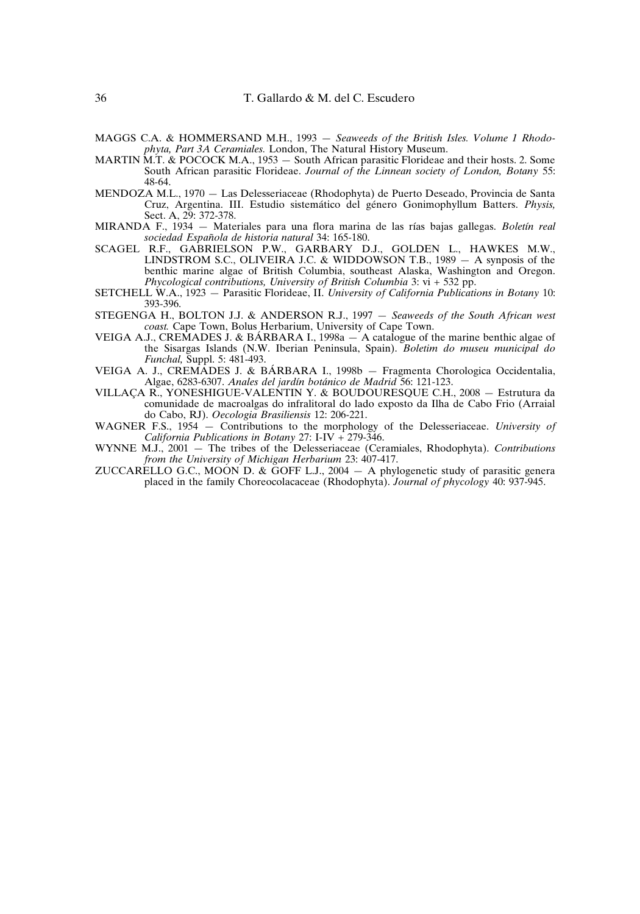MAGGS C.A. & HOMMERSAND M.H., 1993 — *Seaweeds of the British Isles. Volume 1 Rhodophyta, Part 3A Ceramiales.* London, The Natural History Museum.

MARTIN M.T. & POCOCK M.A., 1953 — South African parasitic Florideae and their hosts. 2. Some South African parasitic Florideae. *Journal of the Linnean society of London, Botany* 55: 48-64.

MENDOZA M.L., 1970 — Las Delesseriaceae (Rhodophyta) de Puerto Deseado, Provincia de Santa Cruz, Argentina. III. Estudio sistemático del género Gonimophyllum Batters. *Physis,* Sect. A, 29: 372-378.

MIRANDA F., 1934 — Materiales para una flora marina de las rías bajas gallegas. *Boletín real sociedad Española de historia natural* 34: 165-180.

SCAGEL R.F., GABRIELSON P.W., GARBARY D.J., GOLDEN L., HAWKES M.W., LINDSTROM S.C., OLIVEIRA J.C. & WIDDOWSON T.B., 1989 — A synposis of the benthic marine algae of British Columbia, southeast Alaska, Washington and Oregon. *Phycological contributions, University of British Columbia* 3: vi + 532 pp.

SETCHELL W.A., 1923 — Parasitic Florideae, II. *University of California Publications in Botany* 10: 393-396.

STEGENGA H., BOLTON J.J. & ANDERSON R.J., 1997 — *Seaweeds of the South African west coast.* Cape Town, Bolus Herbarium, University of Cape Town.

VEIGA A.J., CREMADES J. & BÁRBARA I., 1998a — A catalogue of the marine benthic algae of the Sisargas Islands (N.W. Iberian Peninsula, Spain). *Boletim do museu municipal do Funchal,* Suppl. 5: 481-493.

VEIGA A. J., CREMADES J. & BÁRBARA I., 1998b — Fragmenta Chorologica Occidentalia, Algae, 6283-6307. *Anales del jardín botánico de Madrid* 56: 121-123.

VILLAÇA R., YONESHIGUE-VALENTIN Y. & BOUDOURESQUE C.H., 2008 — Estrutura da comunidade de macroalgas do infralitoral do lado exposto da Ilha de Cabo Frio (Arraial do Cabo, RJ). *Oecologia Brasiliensis* 12: 206-221.

WAGNER F.S., 1954 — Contributions to the morphology of the Delesseriaceae. *University of California Publications in Botany* 27: I-IV + 279-346.

WYNNE M.J., 2001 — The tribes of the Delesseriaceae (Ceramiales, Rhodophyta). *Contributions from the University of Michigan Herbarium* 23: 407-417.

ZUCCARELLO G.C., MOON D. & GOFF L.J., 2004 — A phylogenetic study of parasitic genera placed in the family Choreocolacaceae (Rhodophyta). *Journal of phycology* 40: 937-945.